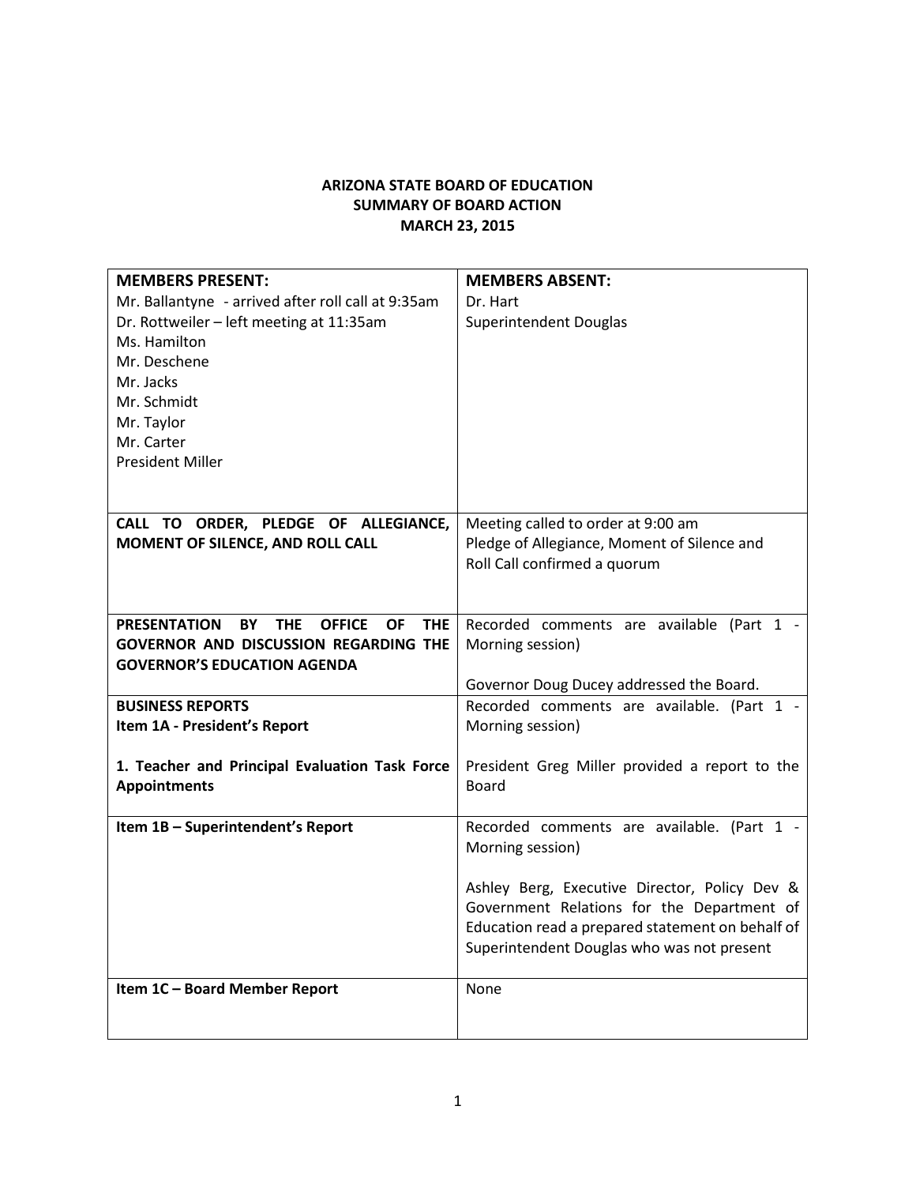# ARIZONA STATE BOARD OF EDUCATION
## SUMMARY OF BOARD ACTION
## MARCH 23, 2015

| **MEMBERS PRESENT:**<br>Mr. Ballantyne - arrived after roll call at 9:35am<br>Dr. Rottweiler – left meeting at 11:35am<br>Ms. Hamilton<br>Mr. Deschene<br>Mr. Jacks<br>Mr. Schmidt<br>Mr. Taylor<br>Mr. Carter<br>President Miller | **MEMBERS ABSENT:**<br>Dr. Hart<br>Superintendent Douglas |
|---|---|
| **CALL TO ORDER, PLEDGE OF ALLEGIANCE, MOMENT OF SILENCE, AND ROLL CALL** | Meeting called to order at 9:00 am<br>Pledge of Allegiance, Moment of Silence and Roll Call confirmed a quorum |
| **PRESENTATION BY THE OFFICE OF THE GOVERNOR AND DISCUSSION REGARDING THE GOVERNOR'S EDUCATION AGENDA** | Recorded comments are available (Part 1 - Morning session)<br><br>Governor Doug Ducey addressed the Board. |
| **BUSINESS REPORTS**<br>**Item 1A - President's Report**<br><br>**1. Teacher and Principal Evaluation Task Force Appointments** | Recorded comments are available. (Part 1 - Morning session)<br><br>President Greg Miller provided a report to the Board |
| **Item 1B – Superintendent's Report** | Recorded comments are available. (Part 1 - Morning session)<br><br>Ashley Berg, Executive Director, Policy Dev & Government Relations for the Department of Education read a prepared statement on behalf of Superintendent Douglas who was not present |
| **Item 1C – Board Member Report** | None |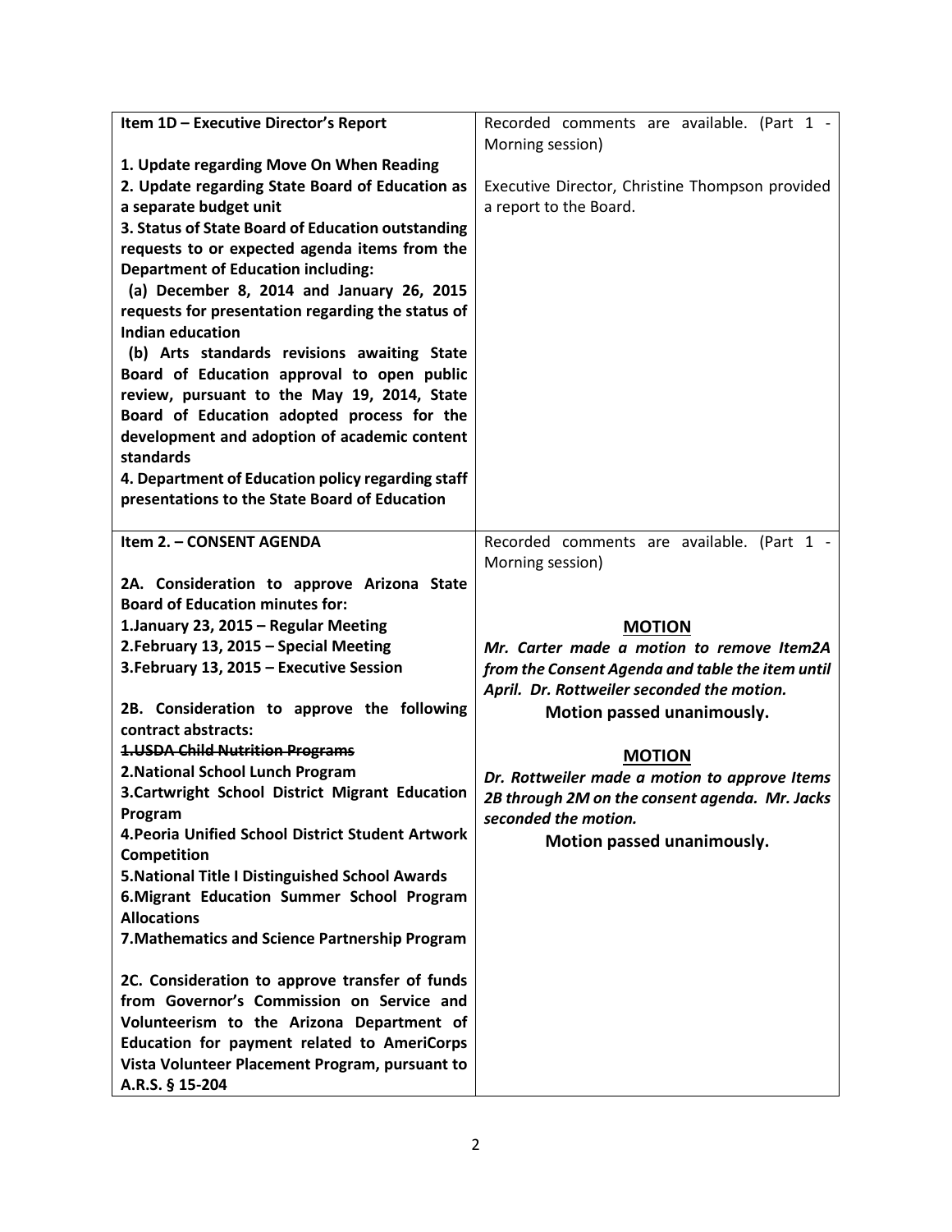| **Item 1D – Executive Director's Report**<br><br>**1. Update regarding Move On When Reading**<br>**2. Update regarding State Board of Education as a separate budget unit**<br>**3. Status of State Board of Education outstanding requests to or expected agenda items from the Department of Education including:**<br>**(a) December 8, 2014 and January 26, 2015 requests for presentation regarding the status of Indian education**<br>**(b) Arts standards revisions awaiting State Board of Education approval to open public review, pursuant to the May 19, 2014, State Board of Education adopted process for the development and adoption of academic content standards**<br>**4. Department of Education policy regarding staff presentations to the State Board of Education** | Recorded comments are available. (Part 1 - Morning session)<br><br>Executive Director, Christine Thompson provided a report to the Board. |
|---|---|
| **Item 2. – CONSENT AGENDA**<br><br>**2A. Consideration to approve Arizona State Board of Education minutes for:**<br>**1.January 23, 2015 – Regular Meeting**<br>**2.February 13, 2015 – Special Meeting**<br>**3.February 13, 2015 – Executive Session**<br><br>**2B. Consideration to approve the following contract abstracts:**<br>~~**1.USDA Child Nutrition Programs**~~<br>**2.National School Lunch Program**<br>**3.Cartwright School District Migrant Education Program**<br>**4.Peoria Unified School District Student Artwork Competition**<br>**5.National Title I Distinguished School Awards**<br>**6.Migrant Education Summer School Program Allocations**<br>**7.Mathematics and Science Partnership Program**<br><br>**2C. Consideration to approve transfer of funds from Governor's Commission on Service and Volunteerism to the Arizona Department of Education for payment related to AmeriCorps Vista Volunteer Placement Program, pursuant to A.R.S. § 15-204** | Recorded comments are available. (Part 1 - Morning session)<br><br>**MOTION**<br>***Mr. Carter made a motion to remove Item2A from the Consent Agenda and table the item until April. Dr. Rottweiler seconded the motion.***<br>**Motion passed unanimously.**<br><br>**MOTION**<br>***Dr. Rottweiler made a motion to approve Items 2B through 2M on the consent agenda. Mr. Jacks seconded the motion.***<br>**Motion passed unanimously.** |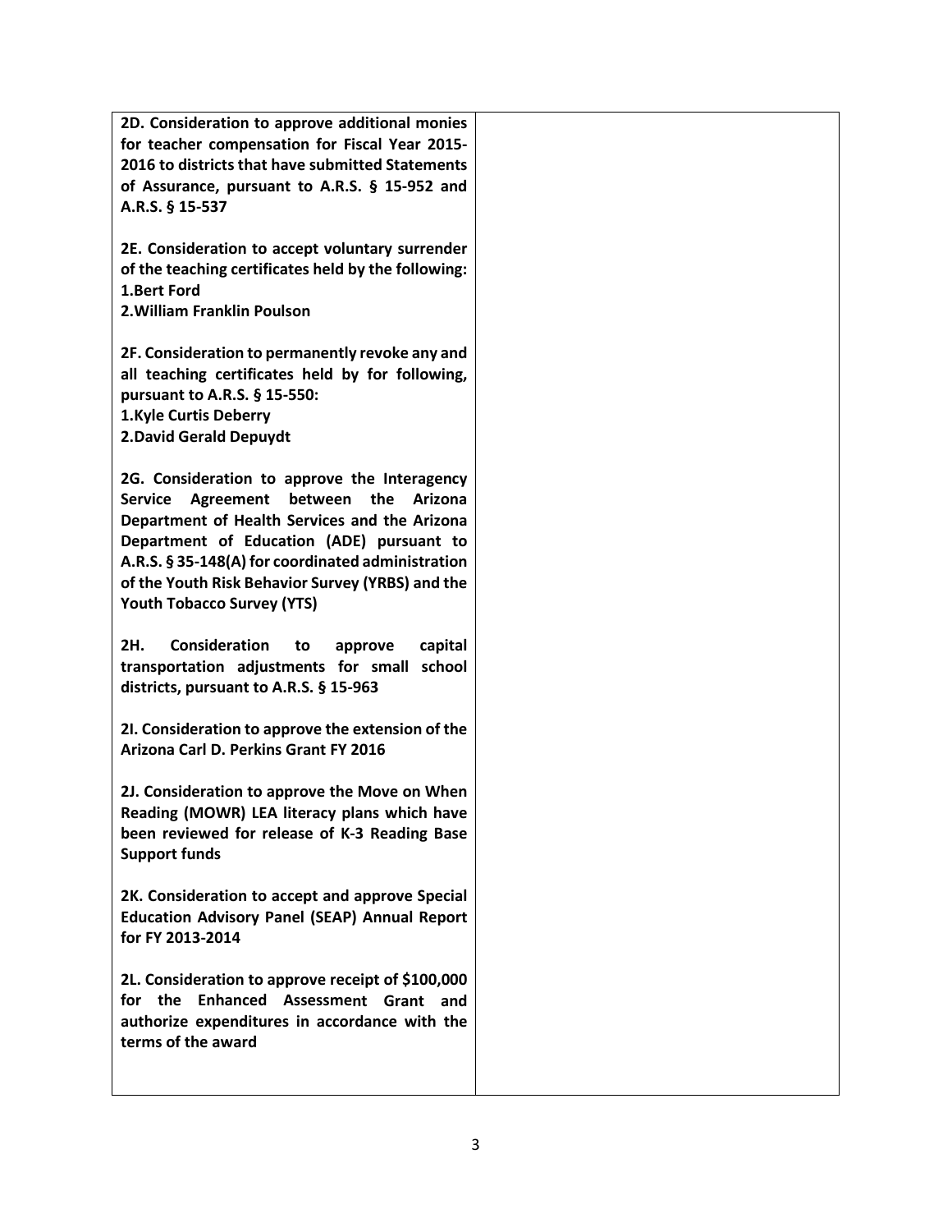| | |
|---|---|
| **2D. Consideration to approve additional monies for teacher compensation for Fiscal Year 2015-2016 to districts that have submitted Statements of Assurance, pursuant to A.R.S. § 15-952 and A.R.S. § 15-537**<br><br>**2E. Consideration to accept voluntary surrender of the teaching certificates held by the following:**<br>**1.Bert Ford**<br>**2.William Franklin Poulson**<br><br>**2F. Consideration to permanently revoke any and all teaching certificates held by for following, pursuant to A.R.S. § 15-550:**<br>**1.Kyle Curtis Deberry**<br>**2.David Gerald Depuydt**<br><br>**2G. Consideration to approve the Interagency Service Agreement between the Arizona Department of Health Services and the Arizona Department of Education (ADE) pursuant to A.R.S. § 35-148(A) for coordinated administration of the Youth Risk Behavior Survey (YRBS) and the Youth Tobacco Survey (YTS)**<br><br>**2H. Consideration to approve capital transportation adjustments for small school districts, pursuant to A.R.S. § 15-963**<br><br>**2I. Consideration to approve the extension of the Arizona Carl D. Perkins Grant FY 2016**<br><br>**2J. Consideration to approve the Move on When Reading (MOWR) LEA literacy plans which have been reviewed for release of K-3 Reading Base Support funds**<br><br>**2K. Consideration to accept and approve Special Education Advisory Panel (SEAP) Annual Report for FY 2013-2014**<br><br>**2L. Consideration to approve receipt of $100,000 for the Enhanced Assessment Grant and authorize expenditures in accordance with the terms of the award** | |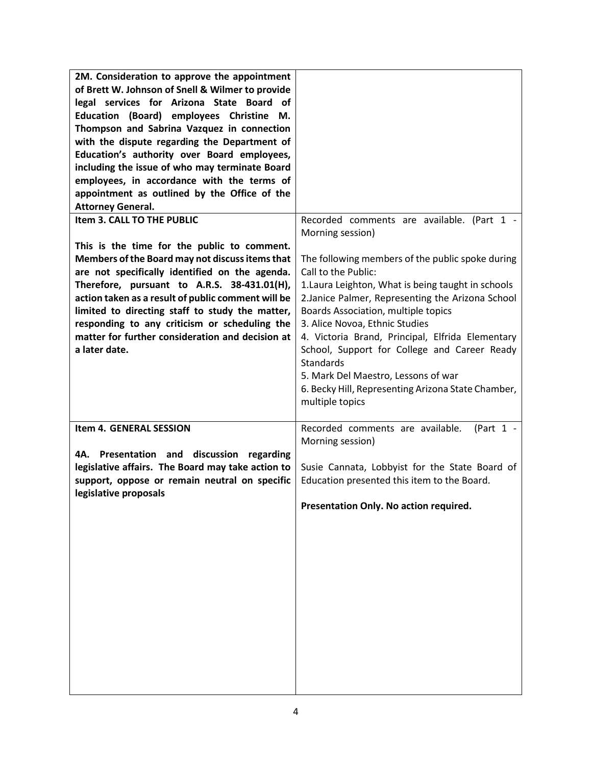| | |
|---|---|
| **2M. Consideration to approve the appointment of Brett W. Johnson of Snell & Wilmer to provide legal services for Arizona State Board of Education (Board) employees Christine M. Thompson and Sabrina Vazquez in connection with the dispute regarding the Department of Education's authority over Board employees, including the issue of who may terminate Board employees, in accordance with the terms of appointment as outlined by the Office of the Attorney General.** | |
| **Item 3. CALL TO THE PUBLIC**<br><br>**This is the time for the public to comment. Members of the Board may not discuss items that are not specifically identified on the agenda. Therefore, pursuant to A.R.S. 38-431.01(H), action taken as a result of public comment will be limited to directing staff to study the matter, responding to any criticism or scheduling the matter for further consideration and decision at a later date.** | Recorded comments are available. (Part 1 - Morning session)<br><br>The following members of the public spoke during Call to the Public:<br>1.Laura Leighton, What is being taught in schools<br>2.Janice Palmer, Representing the Arizona School Boards Association, multiple topics<br>3. Alice Novoa, Ethnic Studies<br>4. Victoria Brand, Principal, Elfrida Elementary School, Support for College and Career Ready Standards<br>5. Mark Del Maestro, Lessons of war<br>6. Becky Hill, Representing Arizona State Chamber, multiple topics |
| **Item 4. GENERAL SESSION**<br><br>**4A. Presentation and discussion regarding legislative affairs. The Board may take action to support, oppose or remain neutral on specific legislative proposals** | Recorded comments are available. (Part 1 - Morning session)<br><br>Susie Cannata, Lobbyist for the State Board of Education presented this item to the Board.<br><br>**Presentation Only. No action required.** |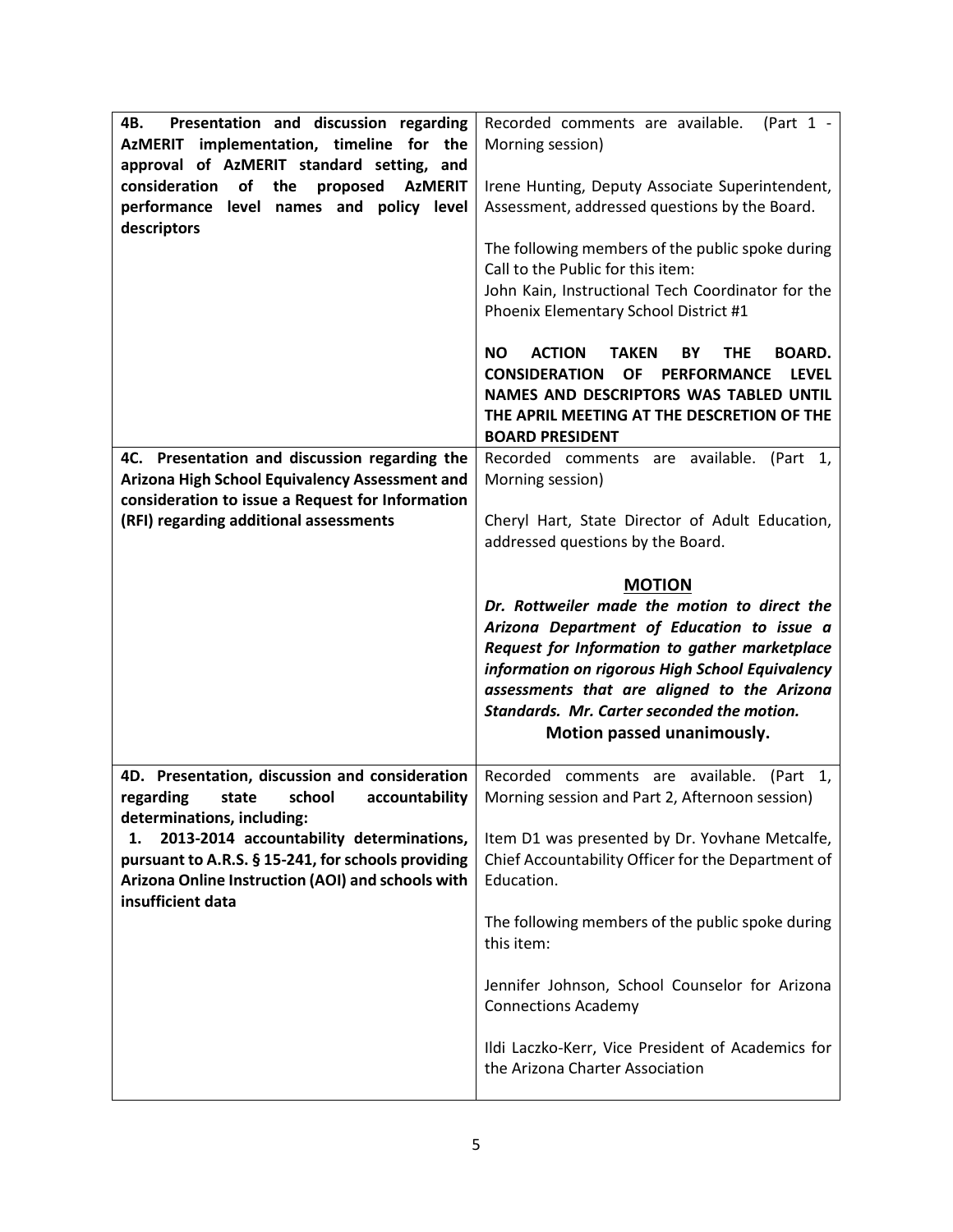| | |
|---|---|
| **4B. Presentation and discussion regarding AzMERIT implementation, timeline for the approval of AzMERIT standard setting, and consideration of the proposed AzMERIT performance level names and policy level descriptors** | Recorded comments are available. (Part 1 - Morning session)<br><br>Irene Hunting, Deputy Associate Superintendent, Assessment, addressed questions by the Board.<br><br>The following members of the public spoke during Call to the Public for this item:<br>John Kain, Instructional Tech Coordinator for the Phoenix Elementary School District #1<br><br>**NO ACTION TAKEN BY THE BOARD. CONSIDERATION OF PERFORMANCE LEVEL NAMES AND DESCRIPTORS WAS TABLED UNTIL THE APRIL MEETING AT THE DESCRETION OF THE BOARD PRESIDENT** |
| **4C. Presentation and discussion regarding the Arizona High School Equivalency Assessment and consideration to issue a Request for Information (RFI) regarding additional assessments** | Recorded comments are available. (Part 1, Morning session)<br><br>Cheryl Hart, State Director of Adult Education, addressed questions by the Board.<br><br>**MOTION**<br>***Dr. Rottweiler made the motion to direct the Arizona Department of Education to issue a Request for Information to gather marketplace information on rigorous High School Equivalency assessments that are aligned to the Arizona Standards. Mr. Carter seconded the motion.***<br>**Motion passed unanimously.** |
| **4D. Presentation, discussion and consideration regarding state school accountability determinations, including:**<br>**1. 2013-2014 accountability determinations, pursuant to A.R.S. § 15-241, for schools providing Arizona Online Instruction (AOI) and schools with insufficient data** | Recorded comments are available. (Part 1, Morning session and Part 2, Afternoon session)<br><br>Item D1 was presented by Dr. Yovhane Metcalfe, Chief Accountability Officer for the Department of Education.<br><br>The following members of the public spoke during this item:<br><br>Jennifer Johnson, School Counselor for Arizona Connections Academy<br><br>Ildi Laczko-Kerr, Vice President of Academics for the Arizona Charter Association |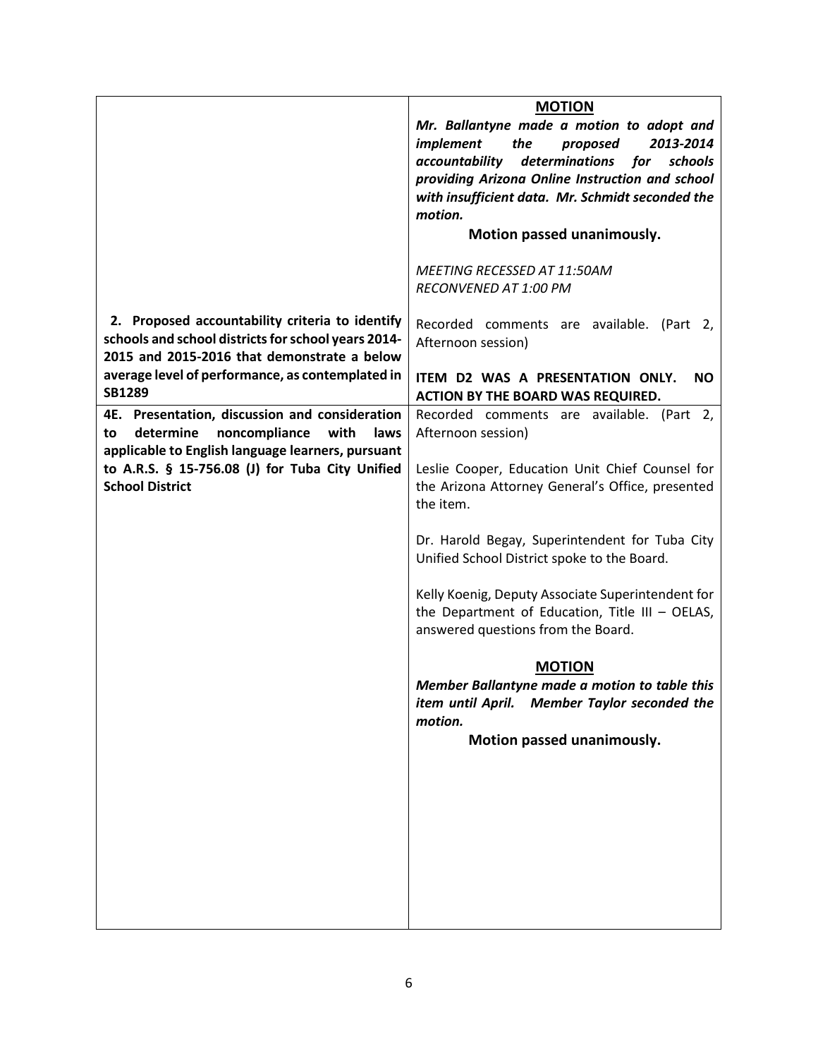| | |
|---|---|
| | **MOTION**<br>***Mr. Ballantyne made a motion to adopt and implement the proposed 2013-2014 accountability determinations for schools providing Arizona Online Instruction and school with insufficient data. Mr. Schmidt seconded the motion.***<br>**Motion passed unanimously.**<br><br>*MEETING RECESSED AT 11:50AM*<br>*RECONVENED AT 1:00 PM* |
| **2. Proposed accountability criteria to identify schools and school districts for school years 2014-2015 and 2015-2016 that demonstrate a below average level of performance, as contemplated in SB1289** | Recorded comments are available. (Part 2, Afternoon session)<br><br>**ITEM D2 WAS A PRESENTATION ONLY. NO ACTION BY THE BOARD WAS REQUIRED.** |
| **4E. Presentation, discussion and consideration to determine noncompliance with laws applicable to English language learners, pursuant to A.R.S. § 15-756.08 (J) for Tuba City Unified School District** | Recorded comments are available. (Part 2, Afternoon session)<br><br>Leslie Cooper, Education Unit Chief Counsel for the Arizona Attorney General's Office, presented the item.<br><br>Dr. Harold Begay, Superintendent for Tuba City Unified School District spoke to the Board.<br><br>Kelly Koenig, Deputy Associate Superintendent for the Department of Education, Title III – OELAS, answered questions from the Board.<br><br>**MOTION**<br>***Member Ballantyne made a motion to table this item until April. Member Taylor seconded the motion.***<br>**Motion passed unanimously.** |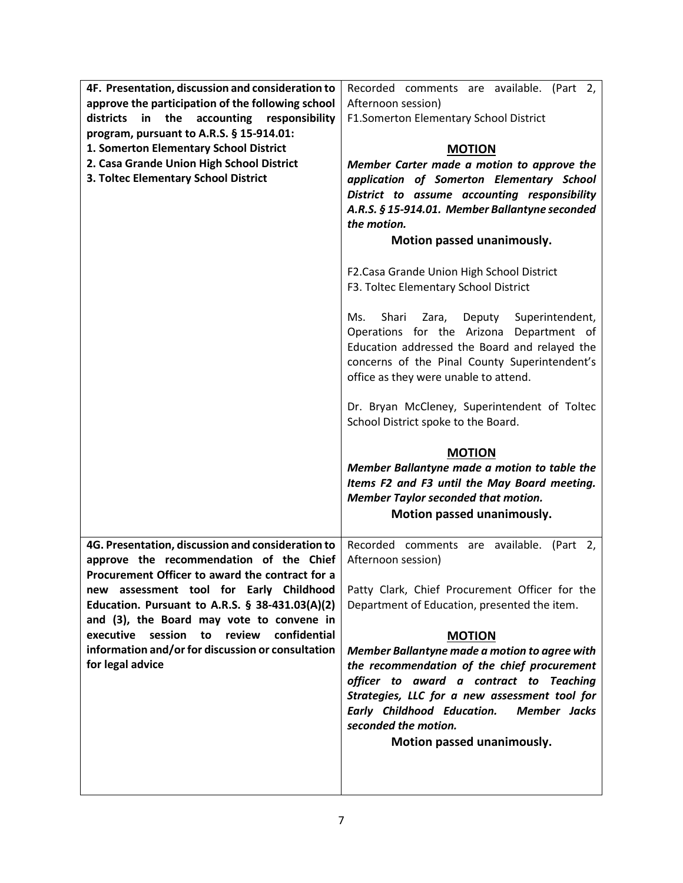| | |
|---|---|
| **4F. Presentation, discussion and consideration to approve the participation of the following school districts in the accounting responsibility program, pursuant to A.R.S. § 15-914.01:**<br>**1. Somerton Elementary School District**<br>**2. Casa Grande Union High School District**<br>**3. Toltec Elementary School District** | Recorded comments are available. (Part 2, Afternoon session)<br>F1.Somerton Elementary School District<br><br>**<u>MOTION</u>**<br>***Member Carter made a motion to approve the application of Somerton Elementary School District to assume accounting responsibility A.R.S. § 15-914.01. Member Ballantyne seconded the motion.***<br>**Motion passed unanimously.**<br><br>F2.Casa Grande Union High School District<br>F3. Toltec Elementary School District<br><br>Ms. Shari Zara, Deputy Superintendent, Operations for the Arizona Department of Education addressed the Board and relayed the concerns of the Pinal County Superintendent's office as they were unable to attend.<br><br>Dr. Bryan McCleney, Superintendent of Toltec School District spoke to the Board.<br><br>**<u>MOTION</u>**<br>***Member Ballantyne made a motion to table the Items F2 and F3 until the May Board meeting. Member Taylor seconded that motion.***<br>**Motion passed unanimously.** |
| **4G. Presentation, discussion and consideration to approve the recommendation of the Chief Procurement Officer to award the contract for a new assessment tool for Early Childhood Education. Pursuant to A.R.S. § 38-431.03(A)(2) and (3), the Board may vote to convene in executive session to review confidential information and/or for discussion or consultation for legal advice** | Recorded comments are available. (Part 2, Afternoon session)<br><br>Patty Clark, Chief Procurement Officer for the Department of Education, presented the item.<br><br>**<u>MOTION</u>**<br>***Member Ballantyne made a motion to agree with the recommendation of the chief procurement officer to award a contract to Teaching Strategies, LLC for a new assessment tool for Early Childhood Education. Member Jacks seconded the motion.***<br>**Motion passed unanimously.** |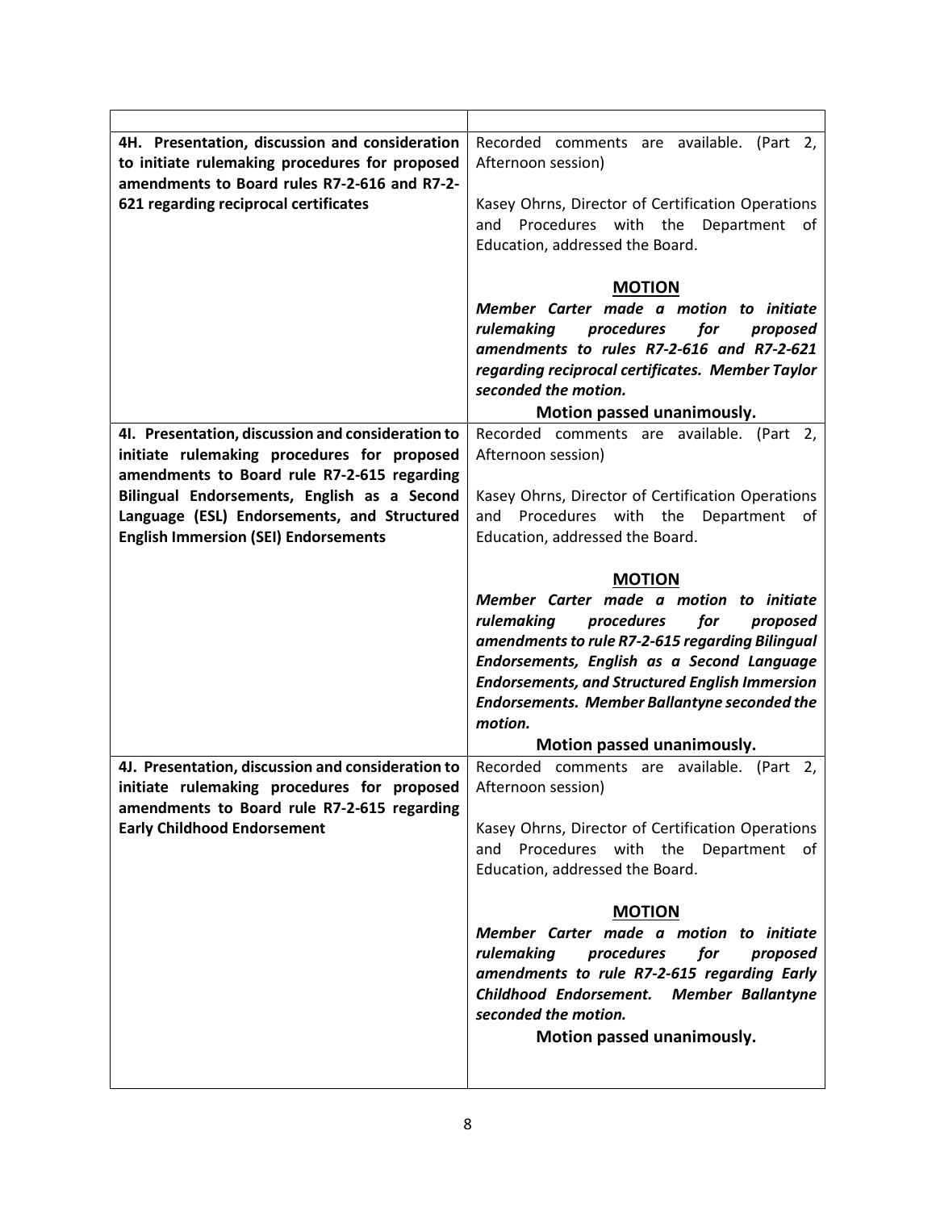| | |
|---|---|
| **4H. Presentation, discussion and consideration to initiate rulemaking procedures for proposed amendments to Board rules R7-2-616 and R7-2-621 regarding reciprocal certificates** | Recorded comments are available. (Part 2, Afternoon session)<br><br>Kasey Ohrns, Director of Certification Operations and Procedures with the Department of Education, addressed the Board.<br><br>**MOTION**<br>***Member Carter made a motion to initiate rulemaking procedures for proposed amendments to rules R7-2-616 and R7-2-621 regarding reciprocal certificates. Member Taylor seconded the motion.***<br>**Motion passed unanimously.** |
| **4I. Presentation, discussion and consideration to initiate rulemaking procedures for proposed amendments to Board rule R7-2-615 regarding Bilingual Endorsements, English as a Second Language (ESL) Endorsements, and Structured English Immersion (SEI) Endorsements** | Recorded comments are available. (Part 2, Afternoon session)<br><br>Kasey Ohrns, Director of Certification Operations and Procedures with the Department of Education, addressed the Board.<br><br>**MOTION**<br>***Member Carter made a motion to initiate rulemaking procedures for proposed amendments to rule R7-2-615 regarding Bilingual Endorsements, English as a Second Language Endorsements, and Structured English Immersion Endorsements. Member Ballantyne seconded the motion.***<br>**Motion passed unanimously.** |
| **4J. Presentation, discussion and consideration to initiate rulemaking procedures for proposed amendments to Board rule R7-2-615 regarding Early Childhood Endorsement** | Recorded comments are available. (Part 2, Afternoon session)<br><br>Kasey Ohrns, Director of Certification Operations and Procedures with the Department of Education, addressed the Board.<br><br>**MOTION**<br>***Member Carter made a motion to initiate rulemaking procedures for proposed amendments to rule R7-2-615 regarding Early Childhood Endorsement. Member Ballantyne seconded the motion.***<br>**Motion passed unanimously.** |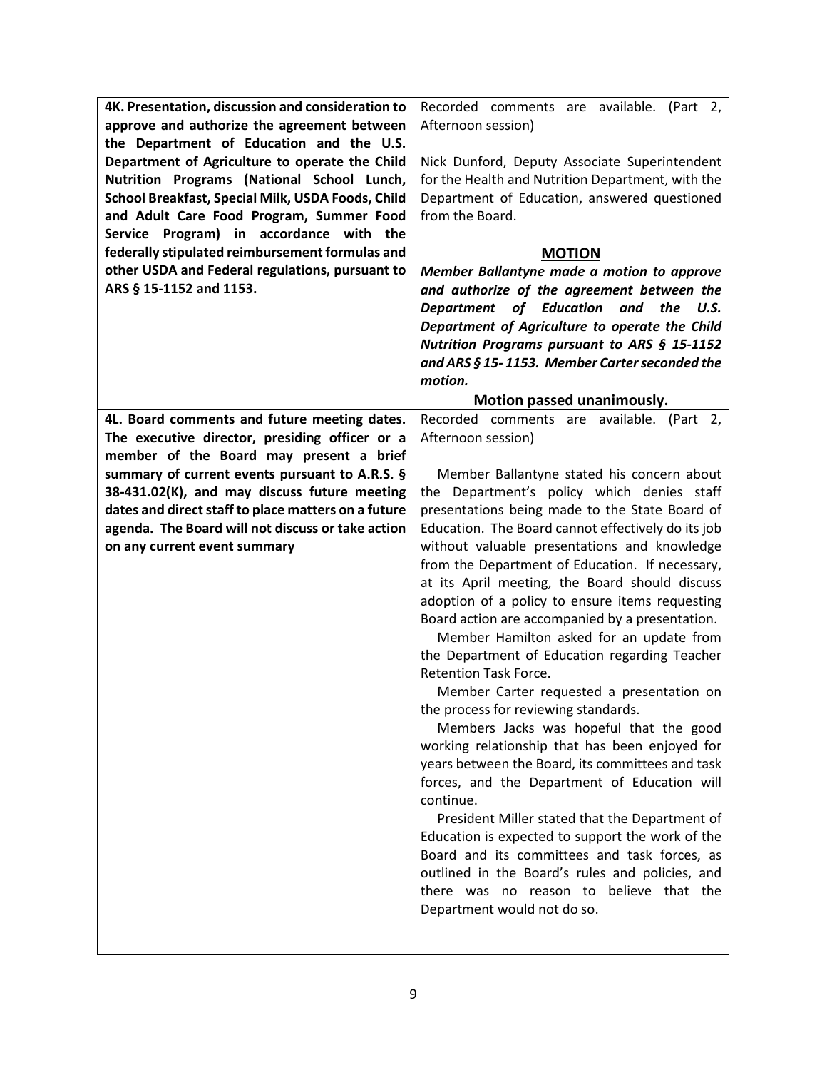| | |
|---|---|
| **4K. Presentation, discussion and consideration to approve and authorize the agreement between the Department of Education and the U.S. Department of Agriculture to operate the Child Nutrition Programs (National School Lunch, School Breakfast, Special Milk, USDA Foods, Child and Adult Care Food Program, Summer Food Service Program) in accordance with the federally stipulated reimbursement formulas and other USDA and Federal regulations, pursuant to ARS § 15-1152 and 1153.** | Recorded comments are available. (Part 2, Afternoon session)<br><br>Nick Dunford, Deputy Associate Superintendent for the Health and Nutrition Department, with the Department of Education, answered questioned from the Board.<br><br>**<u>MOTION</u>**<br>***Member Ballantyne made a motion to approve and authorize of the agreement between the Department of Education and the U.S. Department of Agriculture to operate the Child Nutrition Programs pursuant to ARS § 15-1152 and ARS § 15- 1153. Member Carter seconded the motion.***<br><br>**Motion passed unanimously.** |
| **4L. Board comments and future meeting dates. The executive director, presiding officer or a member of the Board may present a brief summary of current events pursuant to A.R.S. § 38-431.02(K), and may discuss future meeting dates and direct staff to place matters on a future agenda. The Board will not discuss or take action on any current event summary** | Recorded comments are available. (Part 2, Afternoon session)<br><br>Member Ballantyne stated his concern about the Department's policy which denies staff presentations being made to the State Board of Education. The Board cannot effectively do its job without valuable presentations and knowledge from the Department of Education. If necessary, at its April meeting, the Board should discuss adoption of a policy to ensure items requesting Board action are accompanied by a presentation.<br>Member Hamilton asked for an update from the Department of Education regarding Teacher Retention Task Force.<br>Member Carter requested a presentation on the process for reviewing standards.<br>Members Jacks was hopeful that the good working relationship that has been enjoyed for years between the Board, its committees and task forces, and the Department of Education will continue.<br>President Miller stated that the Department of Education is expected to support the work of the Board and its committees and task forces, as outlined in the Board's rules and policies, and there was no reason to believe that the Department would not do so. |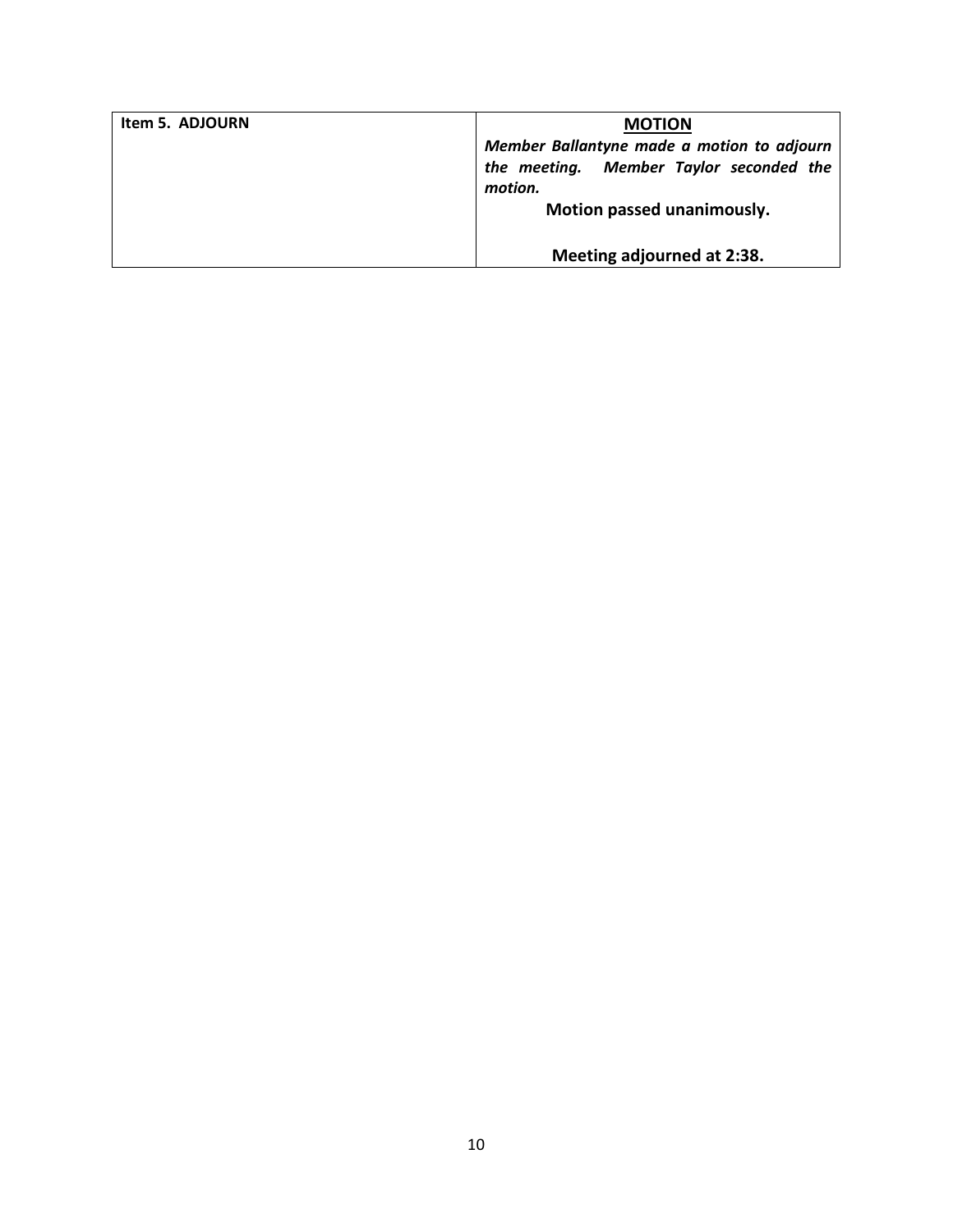| | |
|---|---|
| **Item 5. ADJOURN** | **MOTION**<br>***Member Ballantyne made a motion to adjourn the meeting. Member Taylor seconded the motion.***<br>**Motion passed unanimously.**<br><br>**Meeting adjourned at 2:38.** |